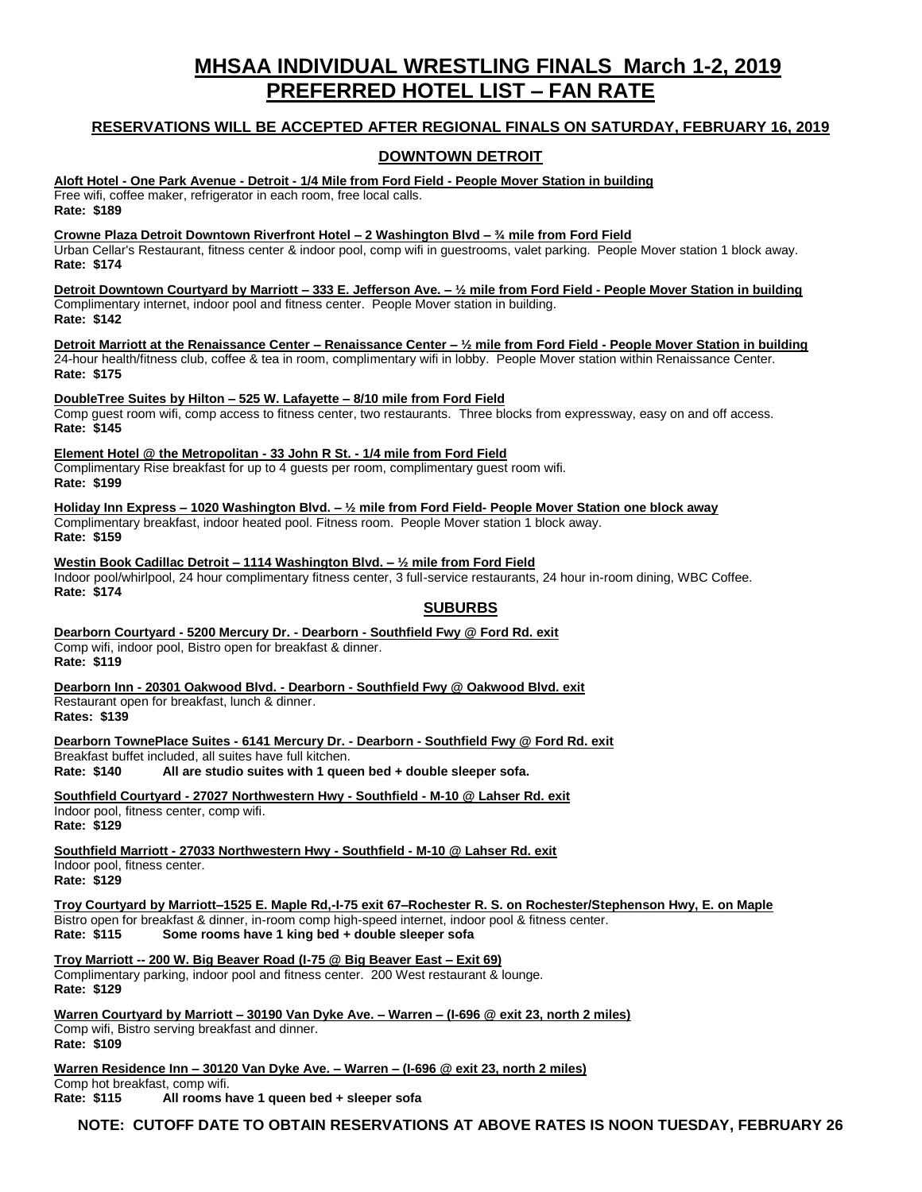# MHSAA INDIVIDUAL WRESTLING FINALS March 1-2, 2019
# PREFERRED HOTEL LIST – FAN RATE

**RESERVATIONS WILL BE ACCEPTED AFTER REGIONAL FINALS ON SATURDAY, FEBRUARY 16, 2019**

## DOWNTOWN DETROIT

**Aloft Hotel - One Park Avenue - Detroit - 1/4 Mile from Ford Field - People Mover Station in building**
Free wifi, coffee maker, refrigerator in each room, free local calls.
**Rate: $189**

**Crowne Plaza Detroit Downtown Riverfront Hotel – 2 Washington Blvd – ¾ mile from Ford Field**
Urban Cellar's Restaurant, fitness center & indoor pool, comp wifi in guestrooms, valet parking. People Mover station 1 block away.
**Rate: $174**

**Detroit Downtown Courtyard by Marriott – 333 E. Jefferson Ave. – ½ mile from Ford Field - People Mover Station in building**
Complimentary internet, indoor pool and fitness center. People Mover station in building.
**Rate: $142**

**Detroit Marriott at the Renaissance Center – Renaissance Center – ½ mile from Ford Field - People Mover Station in building**
24-hour health/fitness club, coffee & tea in room, complimentary wifi in lobby. People Mover station within Renaissance Center.
**Rate: $175**

**DoubleTree Suites by Hilton – 525 W. Lafayette – 8/10 mile from Ford Field**
Comp guest room wifi, comp access to fitness center, two restaurants. Three blocks from expressway, easy on and off access.
**Rate: $145**

**Element Hotel @ the Metropolitan - 33 John R St. - 1/4 mile from Ford Field**
Complimentary Rise breakfast for up to 4 guests per room, complimentary guest room wifi.
**Rate: $199**

**Holiday Inn Express – 1020 Washington Blvd. – ½ mile from Ford Field- People Mover Station one block away**
Complimentary breakfast, indoor heated pool. Fitness room. People Mover station 1 block away.
**Rate: $159**

**Westin Book Cadillac Detroit – 1114 Washington Blvd. – ½ mile from Ford Field**
Indoor pool/whirlpool, 24 hour complimentary fitness center, 3 full-service restaurants, 24 hour in-room dining, WBC Coffee.
**Rate: $174**

## SUBURBS

**Dearborn Courtyard - 5200 Mercury Dr. - Dearborn - Southfield Fwy @ Ford Rd. exit**
Comp wifi, indoor pool, Bistro open for breakfast & dinner.
**Rate: $119**

**Dearborn Inn - 20301 Oakwood Blvd. - Dearborn - Southfield Fwy @ Oakwood Blvd. exit**
Restaurant open for breakfast, lunch & dinner.
**Rates: $139**

**Dearborn TownePlace Suites - 6141 Mercury Dr. - Dearborn - Southfield Fwy @ Ford Rd. exit**
Breakfast buffet included, all suites have full kitchen.
**Rate: $140 All are studio suites with 1 queen bed + double sleeper sofa.**

**Southfield Courtyard - 27027 Northwestern Hwy - Southfield - M-10 @ Lahser Rd. exit**
Indoor pool, fitness center, comp wifi.
**Rate: $129**

**Southfield Marriott - 27033 Northwestern Hwy - Southfield - M-10 @ Lahser Rd. exit**
Indoor pool, fitness center.
**Rate: $129**

**Troy Courtyard by Marriott–1525 E. Maple Rd,-I-75 exit 67–Rochester R. S. on Rochester/Stephenson Hwy, E. on Maple**
Bistro open for breakfast & dinner, in-room comp high-speed internet, indoor pool & fitness center.
**Rate: $115 Some rooms have 1 king bed + double sleeper sofa**

**Troy Marriott -- 200 W. Big Beaver Road (I-75 @ Big Beaver East – Exit 69)**
Complimentary parking, indoor pool and fitness center. 200 West restaurant & lounge.
**Rate: $129**

**Warren Courtyard by Marriott – 30190 Van Dyke Ave. – Warren – (I-696 @ exit 23, north 2 miles)**
Comp wifi, Bistro serving breakfast and dinner.
**Rate: $109**

**Warren Residence Inn – 30120 Van Dyke Ave. – Warren – (I-696 @ exit 23, north 2 miles)**
Comp hot breakfast, comp wifi.
**Rate: $115 All rooms have 1 queen bed + sleeper sofa**

**NOTE: CUTOFF DATE TO OBTAIN RESERVATIONS AT ABOVE RATES IS NOON TUESDAY, FEBRUARY 26**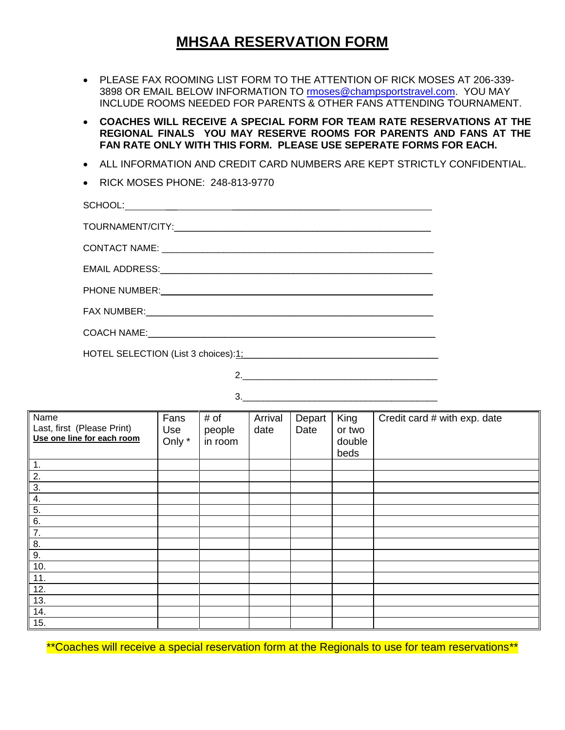# MHSAA RESERVATION FORM

- PLEASE FAX ROOMING LIST FORM TO THE ATTENTION OF RICK MOSES AT 206-339-3898 OR EMAIL BELOW INFORMATION TO rmoses@champsportstravel.com. YOU MAY INCLUDE ROOMS NEEDED FOR PARENTS & OTHER FANS ATTENDING TOURNAMENT.
- **COACHES WILL RECEIVE A SPECIAL FORM FOR TEAM RATE RESERVATIONS AT THE REGIONAL FINALS YOU MAY RESERVE ROOMS FOR PARENTS AND FANS AT THE FAN RATE ONLY WITH THIS FORM. PLEASE USE SEPERATE FORMS FOR EACH.**
- ALL INFORMATION AND CREDIT CARD NUMBERS ARE KEPT STRICTLY CONFIDENTIAL.
- RICK MOSES PHONE: 248-813-9770

SCHOOL:______________________________________________

TOURNAMENT/CITY:______________________________________________

CONTACT NAME: ______________________________________________

EMAIL ADDRESS:______________________________________________

PHONE NUMBER:______________________________________________

FAX NUMBER:______________________________________________

COACH NAME:______________________________________________

HOTEL SELECTION (List 3 choices):1;______________________________________

2.______________________________________

3.______________________________________

| Name<br>Last, first (Please Print)<br>**Use one line for each room** | Fans Use Only * | # of people in room | Arrival date | Depart Date | King or two double beds | Credit card # with exp. date |
|---|---|---|---|---|---|---|
| 1. | | | | | | |
| 2. | | | | | | |
| 3. | | | | | | |
| 4. | | | | | | |
| 5. | | | | | | |
| 6. | | | | | | |
| 7. | | | | | | |
| 8. | | | | | | |
| 9. | | | | | | |
| 10. | | | | | | |
| 11. | | | | | | |
| 12. | | | | | | |
| 13. | | | | | | |
| 14. | | | | | | |
| 15. | | | | | | |

**Coaches will receive a special reservation form at the Regionals to use for team reservations**